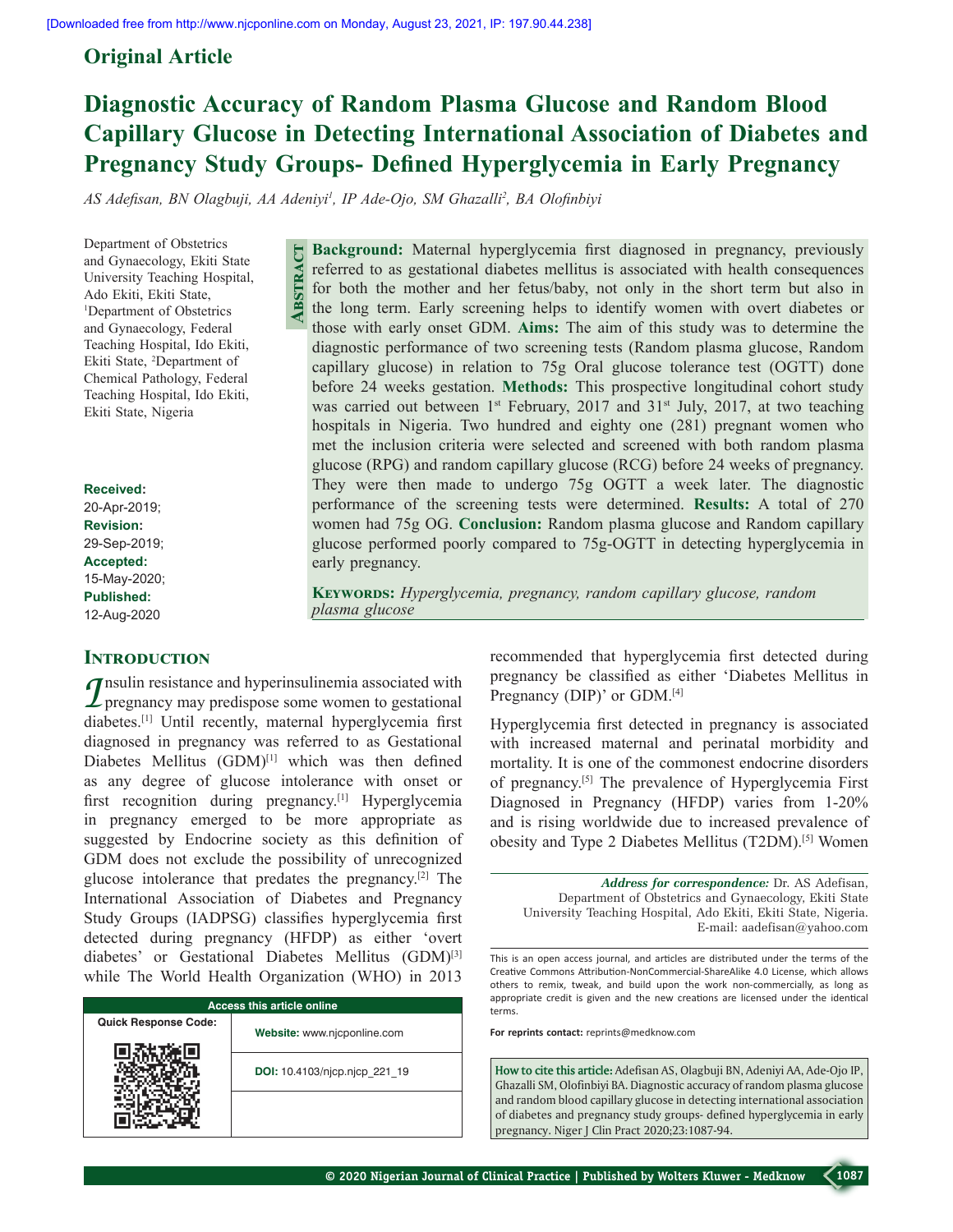Original Article

# Diagnostic Accuracy of Random Plasma Glucose and Random Blood Capillary Glucose in Detecting International Association of Diabetes and Pregnancy Study Groups- Defined Hyperglycemia in Early Pregnancy

*AS Adefisan, BN Olagbuji, AA Adeniyi[1], IP Ade-Ojo, SM Ghazalli[2], BA Olofinbiyi*

Department of Obstetrics and Gynaecology, Ekiti State University Teaching Hospital, Ado Ekiti, Ekiti State, [1]Department of Obstetrics and Gynaecology, Federal Teaching Hospital, Ido Ekiti, Ekiti State, [2]Department of Chemical Pathology, Federal Teaching Hospital, Ido Ekiti, Ekiti State, Nigeria

**Received:** 20-Apr-2019; **Revision:** 29-Sep-2019; **Accepted:** 15-May-2020; **Published:** 12-Aug-2020

## Abstract

**Background:** Maternal hyperglycemia first diagnosed in pregnancy, previously referred to as gestational diabetes mellitus is associated with health consequences for both the mother and her fetus/baby, not only in the short term but also in the long term. Early screening helps to identify women with overt diabetes or those with early onset GDM. **Aims:** The aim of this study was to determine the diagnostic performance of two screening tests (Random plasma glucose, Random capillary glucose) in relation to 75g Oral glucose tolerance test (OGTT) done before 24 weeks gestation. **Methods:** This prospective longitudinal cohort study was carried out between 1st February, 2017 and 31st July, 2017, at two teaching hospitals in Nigeria. Two hundred and eighty one (281) pregnant women who met the inclusion criteria were selected and screened with both random plasma glucose (RPG) and random capillary glucose (RCG) before 24 weeks of pregnancy. They were then made to undergo 75g OGTT a week later. The diagnostic performance of the screening tests were determined. **Results:** A total of 270 women had 75g OG. **Conclusion:** Random plasma glucose and Random capillary glucose performed poorly compared to 75g-OGTT in detecting hyperglycemia in early pregnancy.

**Keywords:** *Hyperglycemia, pregnancy, random capillary glucose, random plasma glucose*

## Introduction

Insulin resistance and hyperinsulinemia associated with pregnancy may predispose some women to gestational diabetes.[1] Until recently, maternal hyperglycemia first diagnosed in pregnancy was referred to as Gestational Diabetes Mellitus (GDM)[1] which was then defined as any degree of glucose intolerance with onset or first recognition during pregnancy.[1] Hyperglycemia in pregnancy emerged to be more appropriate as suggested by Endocrine society as this definition of GDM does not exclude the possibility of unrecognized glucose intolerance that predates the pregnancy.[2] The International Association of Diabetes and Pregnancy Study Groups (IADPSG) classifies hyperglycemia first detected during pregnancy (HFDP) as either 'overt diabetes' or Gestational Diabetes Mellitus (GDM)[3] while The World Health Organization (WHO) in 2013 recommended that hyperglycemia first detected during pregnancy be classified as either 'Diabetes Mellitus in Pregnancy (DIP)' or GDM.[4]

Hyperglycemia first detected in pregnancy is associated with increased maternal and perinatal morbidity and mortality. It is one of the commonest endocrine disorders of pregnancy.[5] The prevalence of Hyperglycemia First Diagnosed in Pregnancy (HFDP) varies from 1-20% and is rising worldwide due to increased prevalence of obesity and Type 2 Diabetes Mellitus (T2DM).[5] Women

**Address for correspondence:** Dr. AS Adefisan, Department of Obstetrics and Gynaecology, Ekiti State University Teaching Hospital, Ado Ekiti, Ekiti State, Nigeria. E-mail: aadefisan@yahoo.com

| Access this article online | |
|---|---|
| Quick Response Code: | Website: www.njcponline.com |
| | DOI: 10.4103/njcp.njcp_221_19 |

This is an open access journal, and articles are distributed under the terms of the Creative Commons Attribution-NonCommercial-ShareAlike 4.0 License, which allows others to remix, tweak, and build upon the work non-commercially, as long as appropriate credit is given and the new creations are licensed under the identical terms.

**For reprints contact:** reprints@medknow.com

**How to cite this article:** Adefisan AS, Olagbuji BN, Adeniyi AA, Ade-Ojo IP, Ghazalli SM, Olofinbiyi BA. Diagnostic accuracy of random plasma glucose and random blood capillary glucose in detecting international association of diabetes and pregnancy study groups- defined hyperglycemia in early pregnancy. Niger J Clin Pract 2020;23:1087-94.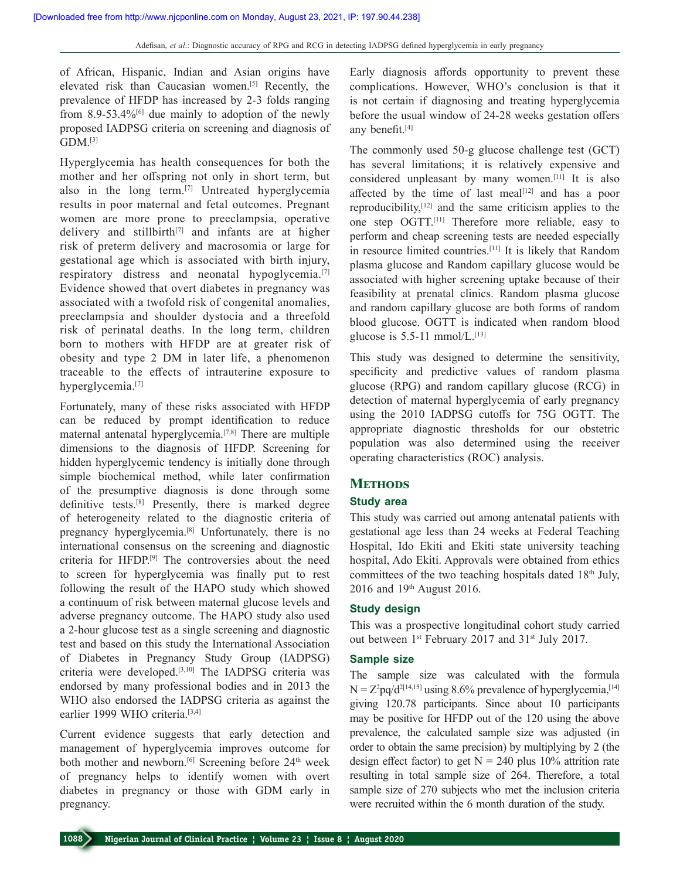of African, Hispanic, Indian and Asian origins have elevated risk than Caucasian women.[5] Recently, the prevalence of HFDP has increased by 2-3 folds ranging from 8.9-53.4%[6] due mainly to adoption of the newly proposed IADPSG criteria on screening and diagnosis of GDM.[3]

Hyperglycemia has health consequences for both the mother and her offspring not only in short term, but also in the long term.[7] Untreated hyperglycemia results in poor maternal and fetal outcomes. Pregnant women are more prone to preeclampsia, operative delivery and stillbirth[7] and infants are at higher risk of preterm delivery and macrosomia or large for gestational age which is associated with birth injury, respiratory distress and neonatal hypoglycemia.[7] Evidence showed that overt diabetes in pregnancy was associated with a twofold risk of congenital anomalies, preeclampsia and shoulder dystocia and a threefold risk of perinatal deaths. In the long term, children born to mothers with HFDP are at greater risk of obesity and type 2 DM in later life, a phenomenon traceable to the effects of intrauterine exposure to hyperglycemia.[7]

Fortunately, many of these risks associated with HFDP can be reduced by prompt identification to reduce maternal antenatal hyperglycemia.[7,8] There are multiple dimensions to the diagnosis of HFDP. Screening for hidden hyperglycemic tendency is initially done through simple biochemical method, while later confirmation of the presumptive diagnosis is done through some definitive tests.[8] Presently, there is marked degree of heterogeneity related to the diagnostic criteria of pregnancy hyperglycemia.[8] Unfortunately, there is no international consensus on the screening and diagnostic criteria for HFDP.[9] The controversies about the need to screen for hyperglycemia was finally put to rest following the result of the HAPO study which showed a continuum of risk between maternal glucose levels and adverse pregnancy outcome. The HAPO study also used a 2-hour glucose test as a single screening and diagnostic test and based on this study the International Association of Diabetes in Pregnancy Study Group (IADPSG) criteria were developed.[3,10] The IADPSG criteria was endorsed by many professional bodies and in 2013 the WHO also endorsed the IADPSG criteria as against the earlier 1999 WHO criteria.[3,4]

Current evidence suggests that early detection and management of hyperglycemia improves outcome for both mother and newborn.[6] Screening before 24th week of pregnancy helps to identify women with overt diabetes in pregnancy or those with GDM early in pregnancy.

Early diagnosis affords opportunity to prevent these complications. However, WHO's conclusion is that it is not certain if diagnosing and treating hyperglycemia before the usual window of 24-28 weeks gestation offers any benefit.[4]

The commonly used 50-g glucose challenge test (GCT) has several limitations; it is relatively expensive and considered unpleasant by many women.[11] It is also affected by the time of last meal[12] and has a poor reproducibility,[12] and the same criticism applies to the one step OGTT.[11] Therefore more reliable, easy to perform and cheap screening tests are needed especially in resource limited countries.[11] It is likely that Random plasma glucose and Random capillary glucose would be associated with higher screening uptake because of their feasibility at prenatal clinics. Random plasma glucose and random capillary glucose are both forms of random blood glucose. OGTT is indicated when random blood glucose is 5.5-11 mmol/L.[13]

This study was designed to determine the sensitivity, specificity and predictive values of random plasma glucose (RPG) and random capillary glucose (RCG) in detection of maternal hyperglycemia of early pregnancy using the 2010 IADPSG cutoffs for 75G OGTT. The appropriate diagnostic thresholds for our obstetric population was also determined using the receiver operating characteristics (ROC) analysis.

## Methods

### Study area

This study was carried out among antenatal patients with gestational age less than 24 weeks at Federal Teaching Hospital, Ido Ekiti and Ekiti state university teaching hospital, Ado Ekiti. Approvals were obtained from ethics committees of the two teaching hospitals dated 18th July, 2016 and 19th August 2016.

### Study design

This was a prospective longitudinal cohort study carried out between 1st February 2017 and 31st July 2017.

### Sample size

The sample size was calculated with the formula $N = Z^2pq/d^2$[14,15] using 8.6% prevalence of hyperglycemia,[14] giving 120.78 participants. Since about 10 participants may be positive for HFDP out of the 120 using the above prevalence, the calculated sample size was adjusted (in order to obtain the same precision) by multiplying by 2 (the design effect factor) to get N = 240 plus 10% attrition rate resulting in total sample size of 264. Therefore, a total sample size of 270 subjects who met the inclusion criteria were recruited within the 6 month duration of the study.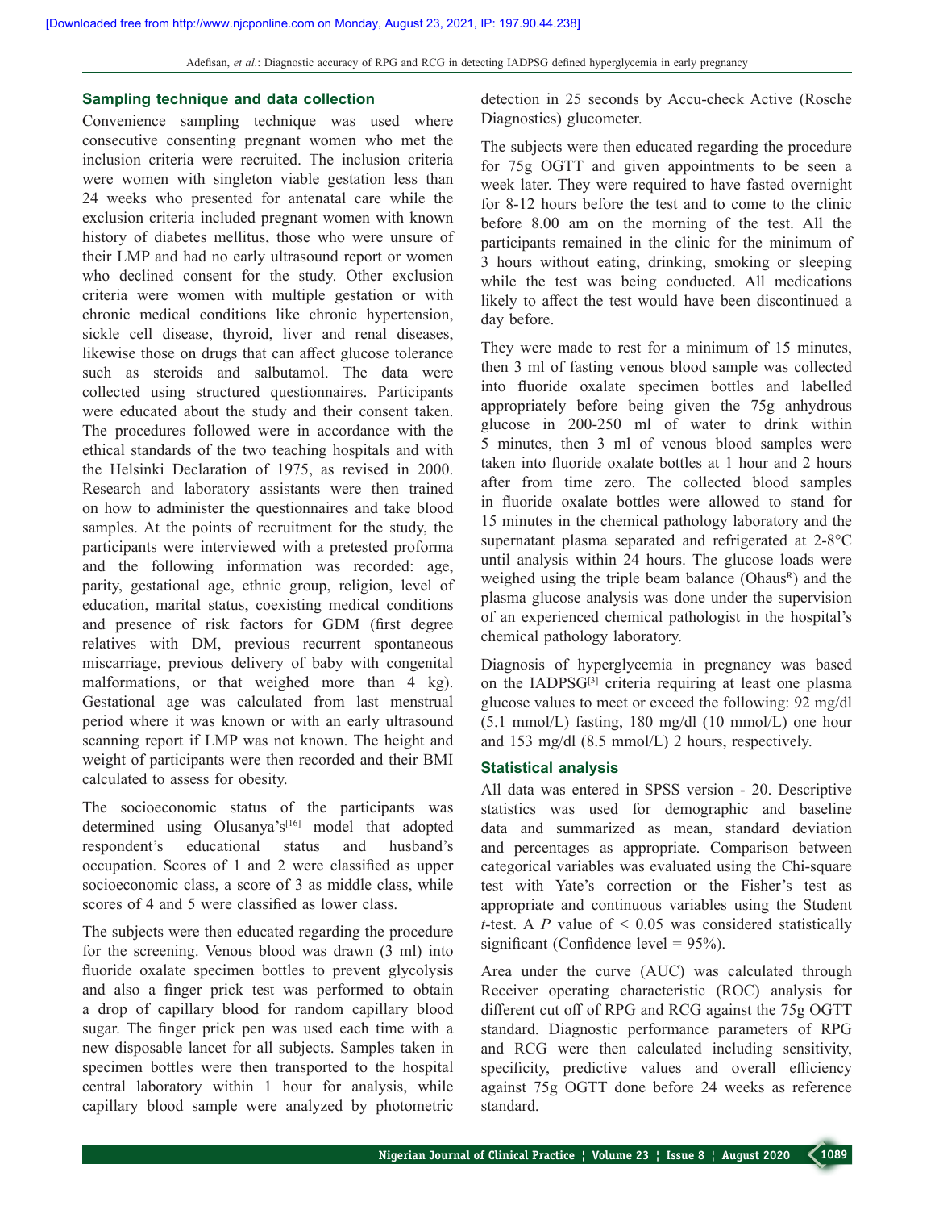### Sampling technique and data collection

Convenience sampling technique was used where consecutive consenting pregnant women who met the inclusion criteria were recruited. The inclusion criteria were women with singleton viable gestation less than 24 weeks who presented for antenatal care while the exclusion criteria included pregnant women with known history of diabetes mellitus, those who were unsure of their LMP and had no early ultrasound report or women who declined consent for the study. Other exclusion criteria were women with multiple gestation or with chronic medical conditions like chronic hypertension, sickle cell disease, thyroid, liver and renal diseases, likewise those on drugs that can affect glucose tolerance such as steroids and salbutamol. The data were collected using structured questionnaires. Participants were educated about the study and their consent taken. The procedures followed were in accordance with the ethical standards of the two teaching hospitals and with the Helsinki Declaration of 1975, as revised in 2000. Research and laboratory assistants were then trained on how to administer the questionnaires and take blood samples. At the points of recruitment for the study, the participants were interviewed with a pretested proforma and the following information was recorded: age, parity, gestational age, ethnic group, religion, level of education, marital status, coexisting medical conditions and presence of risk factors for GDM (first degree relatives with DM, previous recurrent spontaneous miscarriage, previous delivery of baby with congenital malformations, or that weighed more than 4 kg). Gestational age was calculated from last menstrual period where it was known or with an early ultrasound scanning report if LMP was not known. The height and weight of participants were then recorded and their BMI calculated to assess for obesity.

The socioeconomic status of the participants was determined using Olusanya's[16] model that adopted respondent's educational status and husband's occupation. Scores of 1 and 2 were classified as upper socioeconomic class, a score of 3 as middle class, while scores of 4 and 5 were classified as lower class.

The subjects were then educated regarding the procedure for the screening. Venous blood was drawn (3 ml) into fluoride oxalate specimen bottles to prevent glycolysis and also a finger prick test was performed to obtain a drop of capillary blood for random capillary blood sugar. The finger prick pen was used each time with a new disposable lancet for all subjects. Samples taken in specimen bottles were then transported to the hospital central laboratory within 1 hour for analysis, while capillary blood sample were analyzed by photometric detection in 25 seconds by Accu-check Active (Rosche Diagnostics) glucometer.

The subjects were then educated regarding the procedure for 75g OGTT and given appointments to be seen a week later. They were required to have fasted overnight for 8-12 hours before the test and to come to the clinic before 8.00 am on the morning of the test. All the participants remained in the clinic for the minimum of 3 hours without eating, drinking, smoking or sleeping while the test was being conducted. All medications likely to affect the test would have been discontinued a day before.

They were made to rest for a minimum of 15 minutes, then 3 ml of fasting venous blood sample was collected into fluoride oxalate specimen bottles and labelled appropriately before being given the 75g anhydrous glucose in 200-250 ml of water to drink within 5 minutes, then 3 ml of venous blood samples were taken into fluoride oxalate bottles at 1 hour and 2 hours after from time zero. The collected blood samples in fluoride oxalate bottles were allowed to stand for 15 minutes in the chemical pathology laboratory and the supernatant plasma separated and refrigerated at 2-8°C until analysis within 24 hours. The glucose loads were weighed using the triple beam balance (Ohaus[R]) and the plasma glucose analysis was done under the supervision of an experienced chemical pathologist in the hospital's chemical pathology laboratory.

Diagnosis of hyperglycemia in pregnancy was based on the IADPSG[3] criteria requiring at least one plasma glucose values to meet or exceed the following: 92 mg/dl (5.1 mmol/L) fasting, 180 mg/dl (10 mmol/L) one hour and 153 mg/dl (8.5 mmol/L) 2 hours, respectively.

### Statistical analysis

All data was entered in SPSS version - 20. Descriptive statistics was used for demographic and baseline data and summarized as mean, standard deviation and percentages as appropriate. Comparison between categorical variables was evaluated using the Chi-square test with Yate's correction or the Fisher's test as appropriate and continuous variables using the Student *t*-test. A $P$ value of $< 0.05$ was considered statistically significant (Confidence level = 95%).

Area under the curve (AUC) was calculated through Receiver operating characteristic (ROC) analysis for different cut off of RPG and RCG against the 75g OGTT standard. Diagnostic performance parameters of RPG and RCG were then calculated including sensitivity, specificity, predictive values and overall efficiency against 75g OGTT done before 24 weeks as reference standard.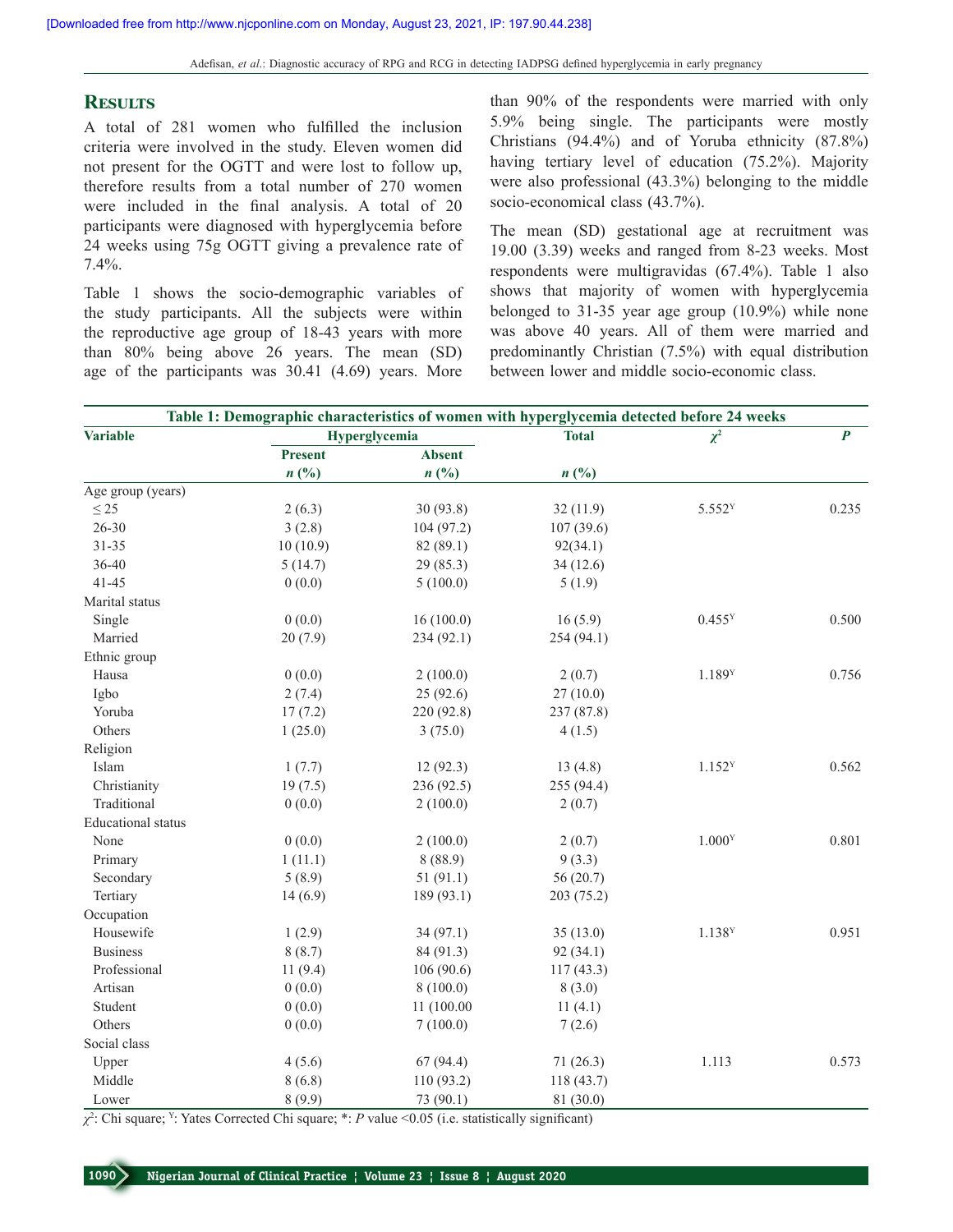## Results

A total of 281 women who fulfilled the inclusion criteria were involved in the study. Eleven women did not present for the OGTT and were lost to follow up, therefore results from a total number of 270 women were included in the final analysis. A total of 20 participants were diagnosed with hyperglycemia before 24 weeks using 75g OGTT giving a prevalence rate of 7.4%.

Table 1 shows the socio-demographic variables of the study participants. All the subjects were within the reproductive age group of 18-43 years with more than 80% being above 26 years. The mean (SD) age of the participants was 30.41 (4.69) years. More than 90% of the respondents were married with only 5.9% being single. The participants were mostly Christians (94.4%) and of Yoruba ethnicity (87.8%) having tertiary level of education (75.2%). Majority were also professional (43.3%) belonging to the middle socio-economical class (43.7%).

The mean (SD) gestational age at recruitment was 19.00 (3.39) weeks and ranged from 8-23 weeks. Most respondents were multigravidas (67.4%). Table 1 also shows that majority of women with hyperglycemia belonged to 31-35 year age group (10.9%) while none was above 40 years. All of them were married and predominantly Christian (7.5%) with equal distribution between lower and middle socio-economic class.

**Table 1: Demographic characteristics of women with hyperglycemia detected before 24 weeks**

| Variable | Hyperglycemia | | Total | $\chi^2$ | *P* |
|---|---|---|---|---|---|
| | Present *n* (%) | Absent *n* (%) | *n* (%) | | |
| Age group (years) | | | | | |
| ≤25 | 2 (6.3) | 30 (93.8) | 32 (11.9) | 5.552[Y] | 0.235 |
| 26-30 | 3 (2.8) | 104 (97.2) | 107 (39.6) | | |
| 31-35 | 10 (10.9) | 82 (89.1) | 92(34.1) | | |
| 36-40 | 5 (14.7) | 29 (85.3) | 34 (12.6) | | |
| 41-45 | 0 (0.0) | 5 (100.0) | 5 (1.9) | | |
| Marital status | | | | | |
| Single | 0 (0.0) | 16 (100.0) | 16 (5.9) | 0.455[Y] | 0.500 |
| Married | 20 (7.9) | 234 (92.1) | 254 (94.1) | | |
| Ethnic group | | | | | |
| Hausa | 0 (0.0) | 2 (100.0) | 2 (0.7) | 1.189[Y] | 0.756 |
| Igbo | 2 (7.4) | 25 (92.6) | 27 (10.0) | | |
| Yoruba | 17 (7.2) | 220 (92.8) | 237 (87.8) | | |
| Others | 1 (25.0) | 3 (75.0) | 4 (1.5) | | |
| Religion | | | | | |
| Islam | 1 (7.7) | 12 (92.3) | 13 (4.8) | 1.152[Y] | 0.562 |
| Christianity | 19 (7.5) | 236 (92.5) | 255 (94.4) | | |
| Traditional | 0 (0.0) | 2 (100.0) | 2 (0.7) | | |
| Educational status | | | | | |
| None | 0 (0.0) | 2 (100.0) | 2 (0.7) | 1.000[Y] | 0.801 |
| Primary | 1 (11.1) | 8 (88.9) | 9 (3.3) | | |
| Secondary | 5 (8.9) | 51 (91.1) | 56 (20.7) | | |
| Tertiary | 14 (6.9) | 189 (93.1) | 203 (75.2) | | |
| Occupation | | | | | |
| Housewife | 1 (2.9) | 34 (97.1) | 35 (13.0) | 1.138[Y] | 0.951 |
| Business | 8 (8.7) | 84 (91.3) | 92 (34.1) | | |
| Professional | 11 (9.4) | 106 (90.6) | 117 (43.3) | | |
| Artisan | 0 (0.0) | 8 (100.0) | 8 (3.0) | | |
| Student | 0 (0.0) | 11 (100.00 | 11 (4.1) | | |
| Others | 0 (0.0) | 7 (100.0) | 7 (2.6) | | |
| Social class | | | | | |
| Upper | 4 (5.6) | 67 (94.4) | 71 (26.3) | 1.113 | 0.573 |
| Middle | 8 (6.8) | 110 (93.2) | 118 (43.7) | | |
| Lower | 8 (9.9) | 73 (90.1) | 81 (30.0) | | |

$\chi^2$: Chi square; [Y]: Yates Corrected Chi square; *: *P* value <0.05 (i.e. statistically significant)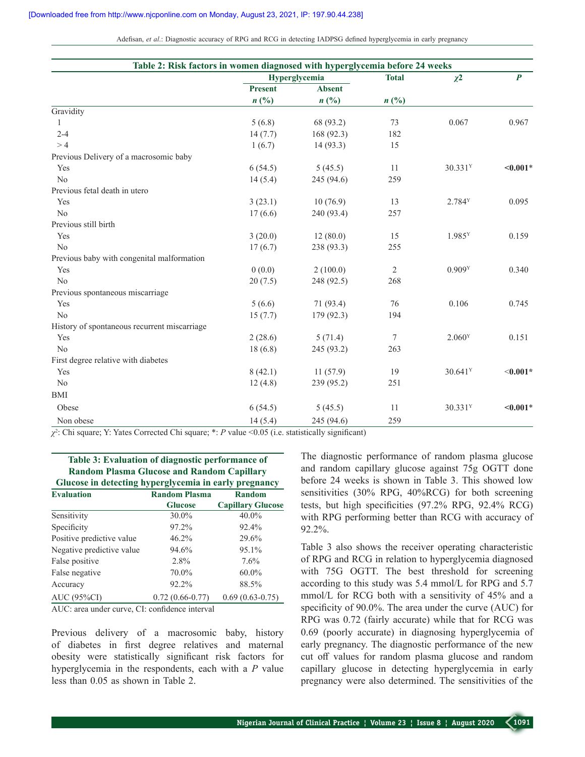**Table 2: Risk factors in women diagnosed with hyperglycemia before 24 weeks**

| | Hyperglycemia | | Total | $\chi 2$ | *P* |
|---|---|---|---|---|---|
| | Present | Absent | | | |
| | *n* (%) | *n* (%) | *n* (%) | | |
| Gravidity | | | | | |
| 1 | 5 (6.8) | 68 (93.2) | 73 | 0.067 | 0.967 |
| 2-4 | 14 (7.7) | 168 (92.3) | 182 | | |
| > 4 | 1 (6.7) | 14 (93.3) | 15 | | |
| Previous Delivery of a macrosomic baby | | | | | |
| Yes | 6 (54.5) | 5 (45.5) | 11 | 30.331[Y] | **<0.001*** |
| No | 14 (5.4) | 245 (94.6) | 259 | | |
| Previous fetal death in utero | | | | | |
| Yes | 3 (23.1) | 10 (76.9) | 13 | 2.784[Y] | 0.095 |
| No | 17 (6.6) | 240 (93.4) | 257 | | |
| Previous still birth | | | | | |
| Yes | 3 (20.0) | 12 (80.0) | 15 | 1.985[Y] | 0.159 |
| No | 17 (6.7) | 238 (93.3) | 255 | | |
| Previous baby with congenital malformation | | | | | |
| Yes | 0 (0.0) | 2 (100.0) | 2 | 0.909[Y] | 0.340 |
| No | 20 (7.5) | 248 (92.5) | 268 | | |
| Previous spontaneous miscarriage | | | | | |
| Yes | 5 (6.6) | 71 (93.4) | 76 | 0.106 | 0.745 |
| No | 15 (7.7) | 179 (92.3) | 194 | | |
| History of spontaneous recurrent miscarriage | | | | | |
| Yes | 2 (28.6) | 5 (71.4) | 7 | 2.060[Y] | 0.151 |
| No | 18 (6.8) | 245 (93.2) | 263 | | |
| First degree relative with diabetes | | | | | |
| Yes | 8 (42.1) | 11 (57.9) | 19 | 30.641[Y] | **<0.001*** |
| No | 12 (4.8) | 239 (95.2) | 251 | | |
| BMI | | | | | |
| Obese | 6 (54.5) | 5 (45.5) | 11 | 30.331[Y] | **<0.001*** |
| Non obese | 14 (5.4) | 245 (94.6) | 259 | | |

$\chi^2$: Chi square; Y: Yates Corrected Chi square; *: *P* value <0.05 (i.e. statistically significant)

**Table 3: Evaluation of diagnostic performance of Random Plasma Glucose and Random Capillary Glucose in detecting hyperglycemia in early pregnancy**

| Evaluation | Random Plasma Glucose | Random Capillary Glucose |
|---|---|---|
| Sensitivity | 30.0% | 40.0% |
| Specificity | 97.2% | 92.4% |
| Positive predictive value | 46.2% | 29.6% |
| Negative predictive value | 94.6% | 95.1% |
| False positive | 2.8% | 7.6% |
| False negative | 70.0% | 60.0% |
| Accuracy | 92.2% | 88.5% |
| AUC (95%CI) | 0.72 (0.66-0.77) | 0.69 (0.63-0.75) |

AUC: area under curve, CI: confidence interval

Previous delivery of a macrosomic baby, history of diabetes in first degree relatives and maternal obesity were statistically significant risk factors for hyperglycemia in the respondents, each with a *P* value less than 0.05 as shown in Table 2.

The diagnostic performance of random plasma glucose and random capillary glucose against 75g OGTT done before 24 weeks is shown in Table 3. This showed low sensitivities (30% RPG, 40%RCG) for both screening tests, but high specificities (97.2% RPG, 92.4% RCG) with RPG performing better than RCG with accuracy of 92.2%.

Table 3 also shows the receiver operating characteristic of RPG and RCG in relation to hyperglycemia diagnosed with 75G OGTT. The best threshold for screening according to this study was 5.4 mmol/L for RPG and 5.7 mmol/L for RCG both with a sensitivity of 45% and a specificity of 90.0%. The area under the curve (AUC) for RPG was 0.72 (fairly accurate) while that for RCG was 0.69 (poorly accurate) in diagnosing hyperglycemia of early pregnancy. The diagnostic performance of the new cut off values for random plasma glucose and random capillary glucose in detecting hyperglycemia in early pregnancy were also determined. The sensitivities of the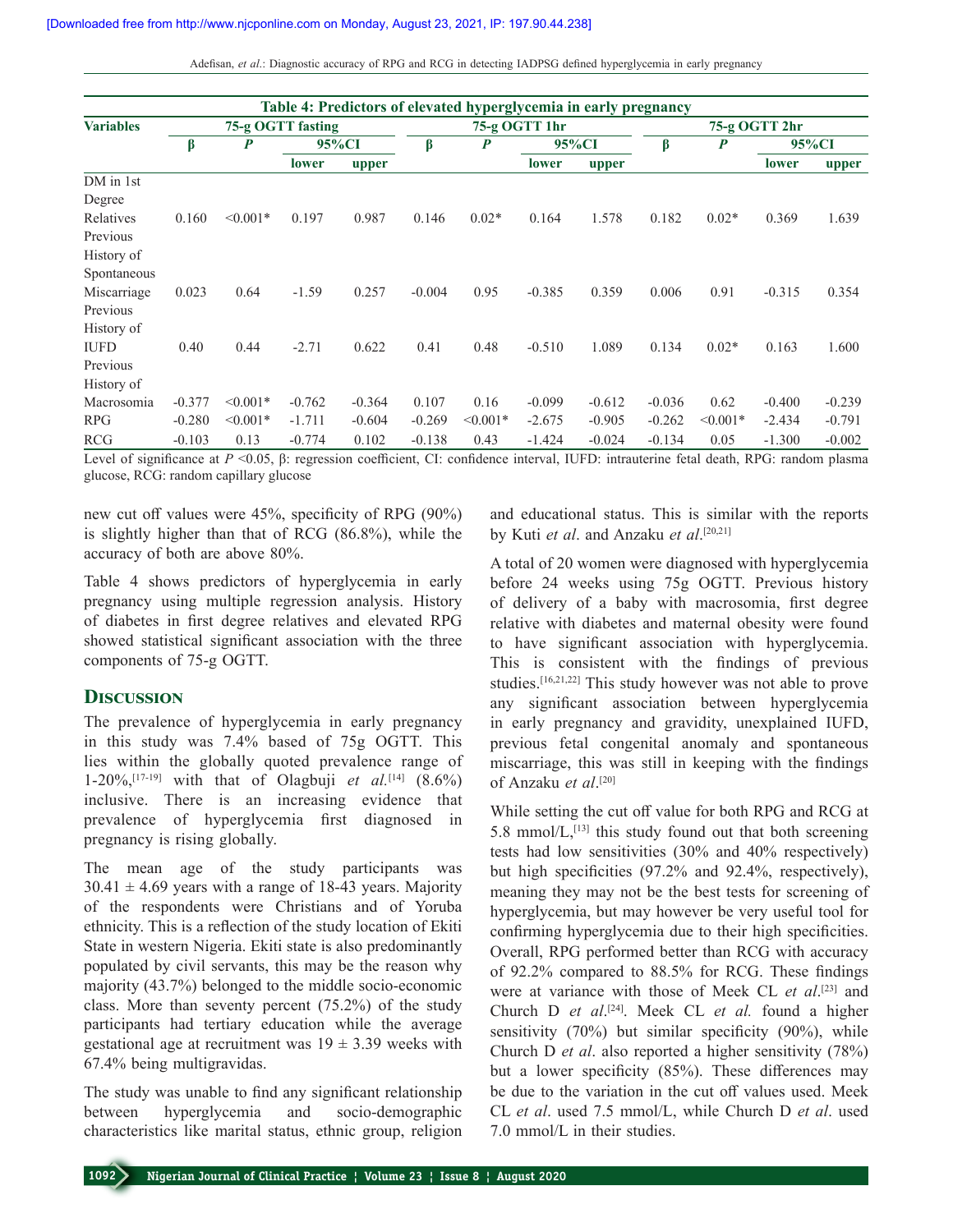**Table 4: Predictors of elevated hyperglycemia in early pregnancy**

| Variables | 75-g OGTT fasting | | | | 75-g OGTT 1hr | | | | 75-g OGTT 2hr | | | |
|---|---|---|---|---|---|---|---|---|---|---|---|---|
| | β | P | 95%CI | | β | P | 95%CI | | β | P | 95%CI | |
| | | | lower | upper | | | lower | upper | | | lower | upper |
| DM in 1st Degree Relatives | 0.160 | <0.001* | 0.197 | 0.987 | 0.146 | 0.02* | 0.164 | 1.578 | 0.182 | 0.02* | 0.369 | 1.639 |
| Previous History of Spontaneous Miscarriage | 0.023 | 0.64 | -1.59 | 0.257 | -0.004 | 0.95 | -0.385 | 0.359 | 0.006 | 0.91 | -0.315 | 0.354 |
| Previous History of IUFD | 0.40 | 0.44 | -2.71 | 0.622 | 0.41 | 0.48 | -0.510 | 1.089 | 0.134 | 0.02* | 0.163 | 1.600 |
| Previous History of Macrosomia | -0.377 | <0.001* | -0.762 | -0.364 | 0.107 | 0.16 | -0.099 | -0.612 | -0.036 | 0.62 | -0.400 | -0.239 |
| RPG | -0.280 | <0.001* | -1.711 | -0.604 | -0.269 | <0.001* | -2.675 | -0.905 | -0.262 | <0.001* | -2.434 | -0.791 |
| RCG | -0.103 | 0.13 | -0.774 | 0.102 | -0.138 | 0.43 | -1.424 | -0.024 | -0.134 | 0.05 | -1.300 | -0.002 |

Level of significance at $P$ <0.05, β: regression coefficient, CI: confidence interval, IUFD: intrauterine fetal death, RPG: random plasma glucose, RCG: random capillary glucose

new cut off values were 45%, specificity of RPG (90%) is slightly higher than that of RCG (86.8%), while the accuracy of both are above 80%.

Table 4 shows predictors of hyperglycemia in early pregnancy using multiple regression analysis. History of diabetes in first degree relatives and elevated RPG showed statistical significant association with the three components of 75-g OGTT.

## Discussion

The prevalence of hyperglycemia in early pregnancy in this study was 7.4% based of 75g OGTT. This lies within the globally quoted prevalence range of 1-20%,[17-19] with that of Olagbuji *et al.*[14] (8.6%) inclusive. There is an increasing evidence that prevalence of hyperglycemia first diagnosed in pregnancy is rising globally.

The mean age of the study participants was 30.41 ± 4.69 years with a range of 18-43 years. Majority of the respondents were Christians and of Yoruba ethnicity. This is a reflection of the study location of Ekiti State in western Nigeria. Ekiti state is also predominantly populated by civil servants, this may be the reason why majority (43.7%) belonged to the middle socio-economic class. More than seventy percent (75.2%) of the study participants had tertiary education while the average gestational age at recruitment was 19 ± 3.39 weeks with 67.4% being multigravidas.

The study was unable to find any significant relationship between hyperglycemia and socio-demographic characteristics like marital status, ethnic group, religion and educational status. This is similar with the reports by Kuti *et al*. and Anzaku *et al*.[20,21]

A total of 20 women were diagnosed with hyperglycemia before 24 weeks using 75g OGTT. Previous history of delivery of a baby with macrosomia, first degree relative with diabetes and maternal obesity were found to have significant association with hyperglycemia. This is consistent with the findings of previous studies.[16,21,22] This study however was not able to prove any significant association between hyperglycemia in early pregnancy and gravidity, unexplained IUFD, previous fetal congenital anomaly and spontaneous miscarriage, this was still in keeping with the findings of Anzaku *et al*.[20]

While setting the cut off value for both RPG and RCG at 5.8 mmol/L,[13] this study found out that both screening tests had low sensitivities (30% and 40% respectively) but high specificities (97.2% and 92.4%, respectively), meaning they may not be the best tests for screening of hyperglycemia, but may however be very useful tool for confirming hyperglycemia due to their high specificities. Overall, RPG performed better than RCG with accuracy of 92.2% compared to 88.5% for RCG. These findings were at variance with those of Meek CL *et al*.[23] and Church D *et al*.[24]. Meek CL *et al.* found a higher sensitivity (70%) but similar specificity (90%), while Church D *et al*. also reported a higher sensitivity (78%) but a lower specificity (85%). These differences may be due to the variation in the cut off values used. Meek CL *et al*. used 7.5 mmol/L, while Church D *et al*. used 7.0 mmol/L in their studies.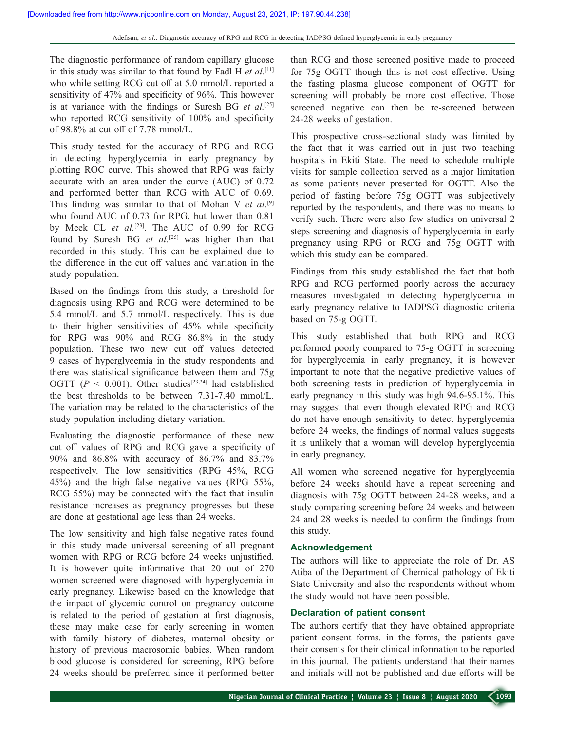The diagnostic performance of random capillary glucose in this study was similar to that found by Fadl H *et al.*[11] who while setting RCG cut off at 5.0 mmol/L reported a sensitivity of 47% and specificity of 96%. This however is at variance with the findings or Suresh BG *et al.*[25] who reported RCG sensitivity of 100% and specificity of 98.8% at cut off of 7.78 mmol/L.

This study tested for the accuracy of RPG and RCG in detecting hyperglycemia in early pregnancy by plotting ROC curve. This showed that RPG was fairly accurate with an area under the curve (AUC) of 0.72 and performed better than RCG with AUC of 0.69. This finding was similar to that of Mohan V *et al*.[9] who found AUC of 0.73 for RPG, but lower than 0.81 by Meek CL *et al*.[23]. The AUC of 0.99 for RCG found by Suresh BG *et al.*[25] was higher than that recorded in this study. This can be explained due to the difference in the cut off values and variation in the study population.

Based on the findings from this study, a threshold for diagnosis using RPG and RCG were determined to be 5.4 mmol/L and 5.7 mmol/L respectively. This is due to their higher sensitivities of 45% while specificity for RPG was 90% and RCG 86.8% in the study population. These two new cut off values detected 9 cases of hyperglycemia in the study respondents and there was statistical significance between them and 75g OGTT ($P < 0.001$). Other studies[23,24] had established the best thresholds to be between 7.31-7.40 mmol/L. The variation may be related to the characteristics of the study population including dietary variation.

Evaluating the diagnostic performance of these new cut off values of RPG and RCG gave a specificity of 90% and 86.8% with accuracy of 86.7% and 83.7% respectively. The low sensitivities (RPG 45%, RCG 45%) and the high false negative values (RPG 55%, RCG 55%) may be connected with the fact that insulin resistance increases as pregnancy progresses but these are done at gestational age less than 24 weeks.

The low sensitivity and high false negative rates found in this study made universal screening of all pregnant women with RPG or RCG before 24 weeks unjustified. It is however quite informative that 20 out of 270 women screened were diagnosed with hyperglycemia in early pregnancy. Likewise based on the knowledge that the impact of glycemic control on pregnancy outcome is related to the period of gestation at first diagnosis, these may make case for early screening in women with family history of diabetes, maternal obesity or history of previous macrosomic babies. When random blood glucose is considered for screening, RPG before 24 weeks should be preferred since it performed better than RCG and those screened positive made to proceed for 75g OGTT though this is not cost effective. Using the fasting plasma glucose component of OGTT for screening will probably be more cost effective. Those screened negative can then be re-screened between 24-28 weeks of gestation.

This prospective cross-sectional study was limited by the fact that it was carried out in just two teaching hospitals in Ekiti State. The need to schedule multiple visits for sample collection served as a major limitation as some patients never presented for OGTT. Also the period of fasting before 75g OGTT was subjectively reported by the respondents, and there was no means to verify such. There were also few studies on universal 2 steps screening and diagnosis of hyperglycemia in early pregnancy using RPG or RCG and 75g OGTT with which this study can be compared.

Findings from this study established the fact that both RPG and RCG performed poorly across the accuracy measures investigated in detecting hyperglycemia in early pregnancy relative to IADPSG diagnostic criteria based on 75-g OGTT.

This study established that both RPG and RCG performed poorly compared to 75-g OGTT in screening for hyperglycemia in early pregnancy, it is however important to note that the negative predictive values of both screening tests in prediction of hyperglycemia in early pregnancy in this study was high 94.6-95.1%. This may suggest that even though elevated RPG and RCG do not have enough sensitivity to detect hyperglycemia before 24 weeks, the findings of normal values suggests it is unlikely that a woman will develop hyperglycemia in early pregnancy.

All women who screened negative for hyperglycemia before 24 weeks should have a repeat screening and diagnosis with 75g OGTT between 24-28 weeks, and a study comparing screening before 24 weeks and between 24 and 28 weeks is needed to confirm the findings from this study.

## Acknowledgement

The authors will like to appreciate the role of Dr. AS Atiba of the Department of Chemical pathology of Ekiti State University and also the respondents without whom the study would not have been possible.

## Declaration of patient consent

The authors certify that they have obtained appropriate patient consent forms. in the forms, the patients gave their consents for their clinical information to be reported in this journal. The patients understand that their names and initials will not be published and due efforts will be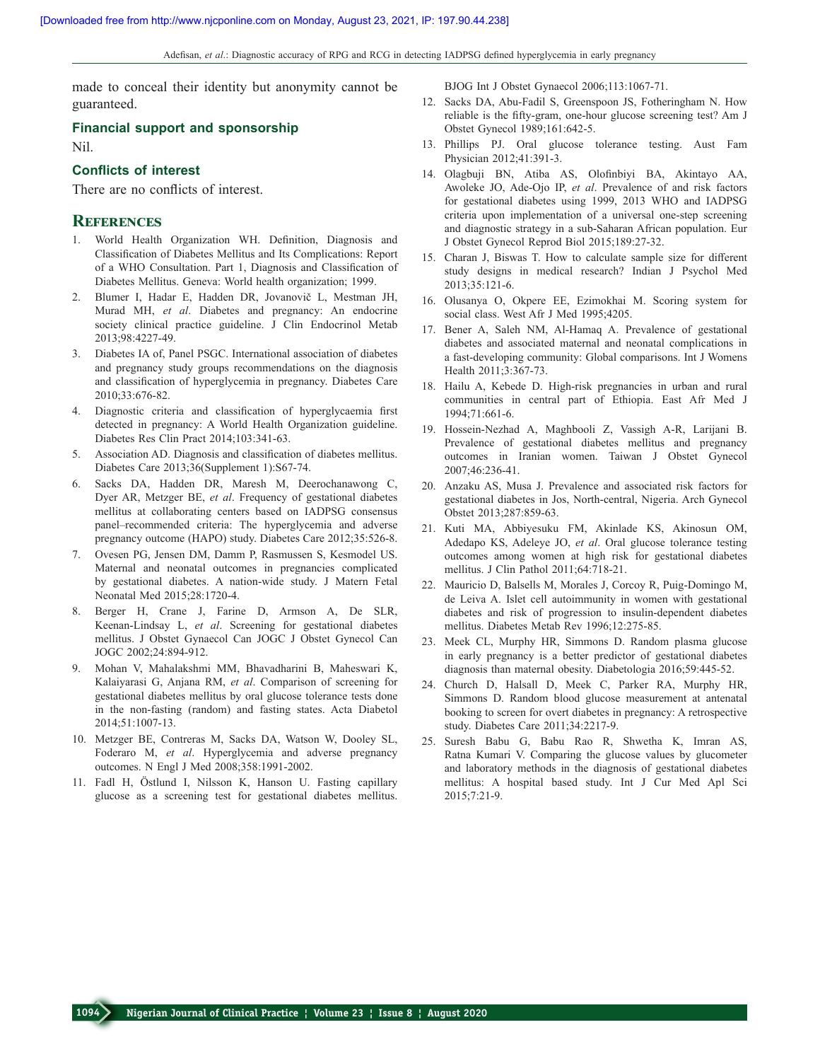made to conceal their identity but anonymity cannot be guaranteed.

### Financial support and sponsorship

Nil.

### Conflicts of interest

There are no conflicts of interest.

## References

1. World Health Organization WH. Definition, Diagnosis and Classification of Diabetes Mellitus and Its Complications: Report of a WHO Consultation. Part 1, Diagnosis and Classification of Diabetes Mellitus. Geneva: World health organization; 1999.
2. Blumer I, Hadar E, Hadden DR, Jovanovič L, Mestman JH, Murad MH, *et al*. Diabetes and pregnancy: An endocrine society clinical practice guideline. J Clin Endocrinol Metab 2013;98:4227-49.
3. Diabetes IA of, Panel PSGC. International association of diabetes and pregnancy study groups recommendations on the diagnosis and classification of hyperglycemia in pregnancy. Diabetes Care 2010;33:676-82.
4. Diagnostic criteria and classification of hyperglycaemia first detected in pregnancy: A World Health Organization guideline. Diabetes Res Clin Pract 2014;103:341-63.
5. Association AD. Diagnosis and classification of diabetes mellitus. Diabetes Care 2013;36(Supplement 1):S67-74.
6. Sacks DA, Hadden DR, Maresh M, Deerochanawong C, Dyer AR, Metzger BE, *et al*. Frequency of gestational diabetes mellitus at collaborating centers based on IADPSG consensus panel–recommended criteria: The hyperglycemia and adverse pregnancy outcome (HAPO) study. Diabetes Care 2012;35:526-8.
7. Ovesen PG, Jensen DM, Damm P, Rasmussen S, Kesmodel US. Maternal and neonatal outcomes in pregnancies complicated by gestational diabetes. A nation-wide study. J Matern Fetal Neonatal Med 2015;28:1720-4.
8. Berger H, Crane J, Farine D, Armson A, De SLR, Keenan-Lindsay L, *et al*. Screening for gestational diabetes mellitus. J Obstet Gynaecol Can JOGC J Obstet Gynecol Can JOGC 2002;24:894-912.
9. Mohan V, Mahalakshmi MM, Bhavadharini B, Maheswari K, Kalaiyarasi G, Anjana RM, *et al*. Comparison of screening for gestational diabetes mellitus by oral glucose tolerance tests done in the non-fasting (random) and fasting states. Acta Diabetol 2014;51:1007-13.
10. Metzger BE, Contreras M, Sacks DA, Watson W, Dooley SL, Foderaro M, *et al*. Hyperglycemia and adverse pregnancy outcomes. N Engl J Med 2008;358:1991-2002.
11. Fadl H, Östlund I, Nilsson K, Hanson U. Fasting capillary glucose as a screening test for gestational diabetes mellitus. BJOG Int J Obstet Gynaecol 2006;113:1067-71.
12. Sacks DA, Abu-Fadil S, Greenspoon JS, Fotheringham N. How reliable is the fifty-gram, one-hour glucose screening test? Am J Obstet Gynecol 1989;161:642-5.
13. Phillips PJ. Oral glucose tolerance testing. Aust Fam Physician 2012;41:391-3.
14. Olagbuji BN, Atiba AS, Olofinbiyi BA, Akintayo AA, Awoleke JO, Ade-Ojo IP, *et al*. Prevalence of and risk factors for gestational diabetes using 1999, 2013 WHO and IADPSG criteria upon implementation of a universal one-step screening and diagnostic strategy in a sub-Saharan African population. Eur J Obstet Gynecol Reprod Biol 2015;189:27-32.
15. Charan J, Biswas T. How to calculate sample size for different study designs in medical research? Indian J Psychol Med 2013;35:121-6.
16. Olusanya O, Okpere EE, Ezimokhai M. Scoring system for social class. West Afr J Med 1995;4205.
17. Bener A, Saleh NM, Al-Hamaq A. Prevalence of gestational diabetes and associated maternal and neonatal complications in a fast-developing community: Global comparisons. Int J Womens Health 2011;3:367-73.
18. Hailu A, Kebede D. High-risk pregnancies in urban and rural communities in central part of Ethiopia. East Afr Med J 1994;71:661-6.
19. Hossein-Nezhad A, Maghbooli Z, Vassigh A-R, Larijani B. Prevalence of gestational diabetes mellitus and pregnancy outcomes in Iranian women. Taiwan J Obstet Gynecol 2007;46:236-41.
20. Anzaku AS, Musa J. Prevalence and associated risk factors for gestational diabetes in Jos, North-central, Nigeria. Arch Gynecol Obstet 2013;287:859-63.
21. Kuti MA, Abbiyesuku FM, Akinlade KS, Akinosun OM, Adedapo KS, Adeleye JO, *et al*. Oral glucose tolerance testing outcomes among women at high risk for gestational diabetes mellitus. J Clin Pathol 2011;64:718-21.
22. Mauricio D, Balsells M, Morales J, Corcoy R, Puig-Domingo M, de Leiva A. Islet cell autoimmunity in women with gestational diabetes and risk of progression to insulin-dependent diabetes mellitus. Diabetes Metab Rev 1996;12:275-85.
23. Meek CL, Murphy HR, Simmons D. Random plasma glucose in early pregnancy is a better predictor of gestational diabetes diagnosis than maternal obesity. Diabetologia 2016;59:445-52.
24. Church D, Halsall D, Meek C, Parker RA, Murphy HR, Simmons D. Random blood glucose measurement at antenatal booking to screen for overt diabetes in pregnancy: A retrospective study. Diabetes Care 2011;34:2217-9.
25. Suresh Babu G, Babu Rao R, Shwetha K, Imran AS, Ratna Kumari V. Comparing the glucose values by glucometer and laboratory methods in the diagnosis of gestational diabetes mellitus: A hospital based study. Int J Cur Med Apl Sci 2015;7:21-9.